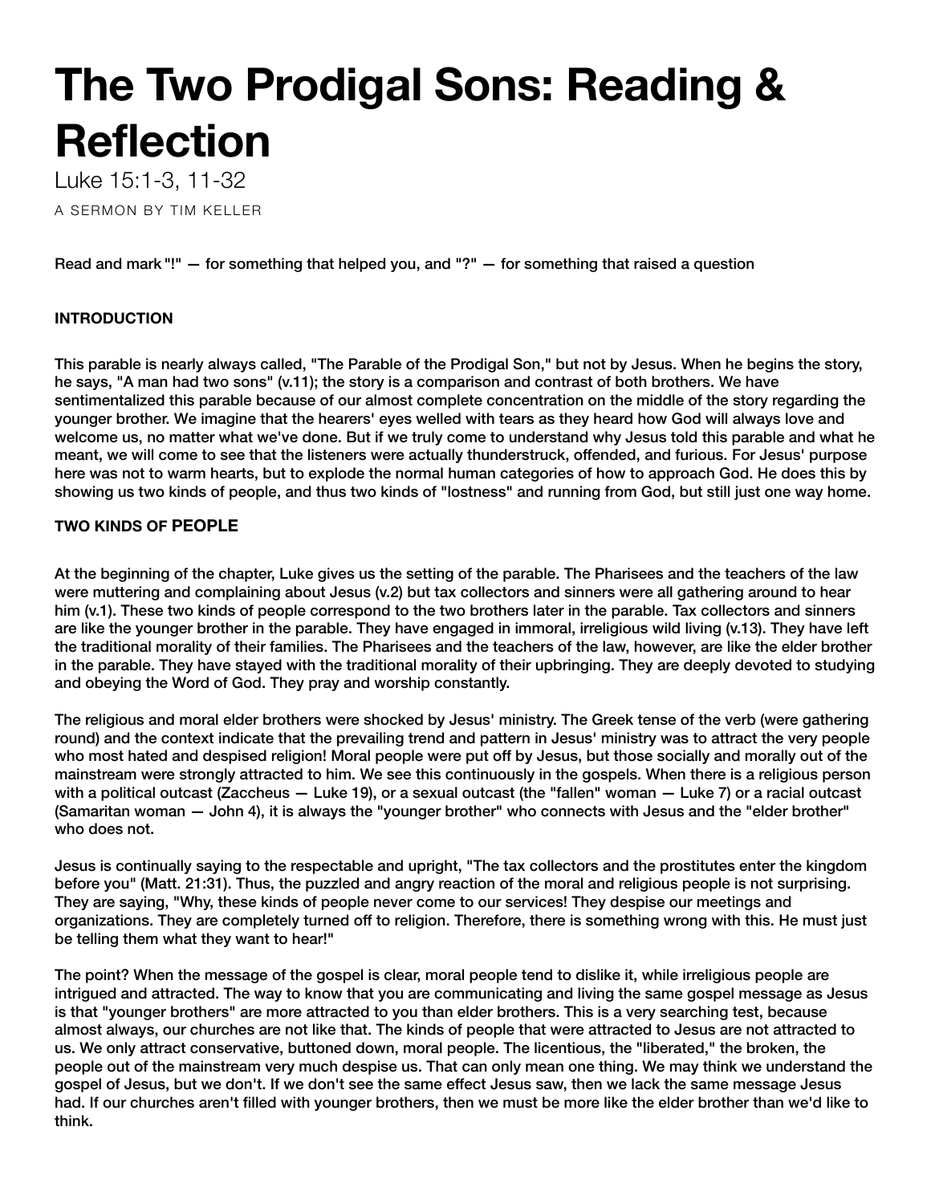# The Two Prodigal Sons: Reading & Reflection

Luke 15:1-3, 11-32

A SERMON BY TIM KELLER

Read and mark "!" — for something that helped you, and "?" — for something that raised a question

**INTRODUCTION**

This parable is nearly always called, "The Parable of the Prodigal Son," but not by Jesus. When he begins the story, he says, "A man had two sons" (v.11); the story is a comparison and contrast of both brothers. We have sentimentalized this parable because of our almost complete concentration on the middle of the story regarding the younger brother. We imagine that the hearers' eyes welled with tears as they heard how God will always love and welcome us, no matter what we've done. But if we truly come to understand why Jesus told this parable and what he meant, we will come to see that the listeners were actually thunderstruck, offended, and furious. For Jesus' purpose here was not to warm hearts, but to explode the normal human categories of how to approach God. He does this by showing us two kinds of people, and thus two kinds of "lostness" and running from God, but still just one way home.

**TWO KINDS OF PEOPLE**

At the beginning of the chapter, Luke gives us the setting of the parable. The Pharisees and the teachers of the law were muttering and complaining about Jesus (v.2) but tax collectors and sinners were all gathering around to hear him (v.1). These two kinds of people correspond to the two brothers later in the parable. Tax collectors and sinners are like the younger brother in the parable. They have engaged in immoral, irreligious wild living (v.13). They have left the traditional morality of their families. The Pharisees and the teachers of the law, however, are like the elder brother in the parable. They have stayed with the traditional morality of their upbringing. They are deeply devoted to studying and obeying the Word of God. They pray and worship constantly.

The religious and moral elder brothers were shocked by Jesus' ministry. The Greek tense of the verb (were gathering round) and the context indicate that the prevailing trend and pattern in Jesus' ministry was to attract the very people who most hated and despised religion! Moral people were put off by Jesus, but those socially and morally out of the mainstream were strongly attracted to him. We see this continuously in the gospels. When there is a religious person with a political outcast (Zaccheus — Luke 19), or a sexual outcast (the "fallen" woman — Luke 7) or a racial outcast (Samaritan woman — John 4), it is always the "younger brother" who connects with Jesus and the "elder brother" who does not.

Jesus is continually saying to the respectable and upright, "The tax collectors and the prostitutes enter the kingdom before you" (Matt. 21:31). Thus, the puzzled and angry reaction of the moral and religious people is not surprising. They are saying, "Why, these kinds of people never come to our services! They despise our meetings and organizations. They are completely turned off to religion. Therefore, there is something wrong with this. He must just be telling them what they want to hear!"

The point? When the message of the gospel is clear, moral people tend to dislike it, while irreligious people are intrigued and attracted. The way to know that you are communicating and living the same gospel message as Jesus is that "younger brothers" are more attracted to you than elder brothers. This is a very searching test, because almost always, our churches are not like that. The kinds of people that were attracted to Jesus are not attracted to us. We only attract conservative, buttoned down, moral people. The licentious, the "liberated," the broken, the people out of the mainstream very much despise us. That can only mean one thing. We may think we understand the gospel of Jesus, but we don't. If we don't see the same effect Jesus saw, then we lack the same message Jesus had. If our churches aren't filled with younger brothers, then we must be more like the elder brother than we'd like to think.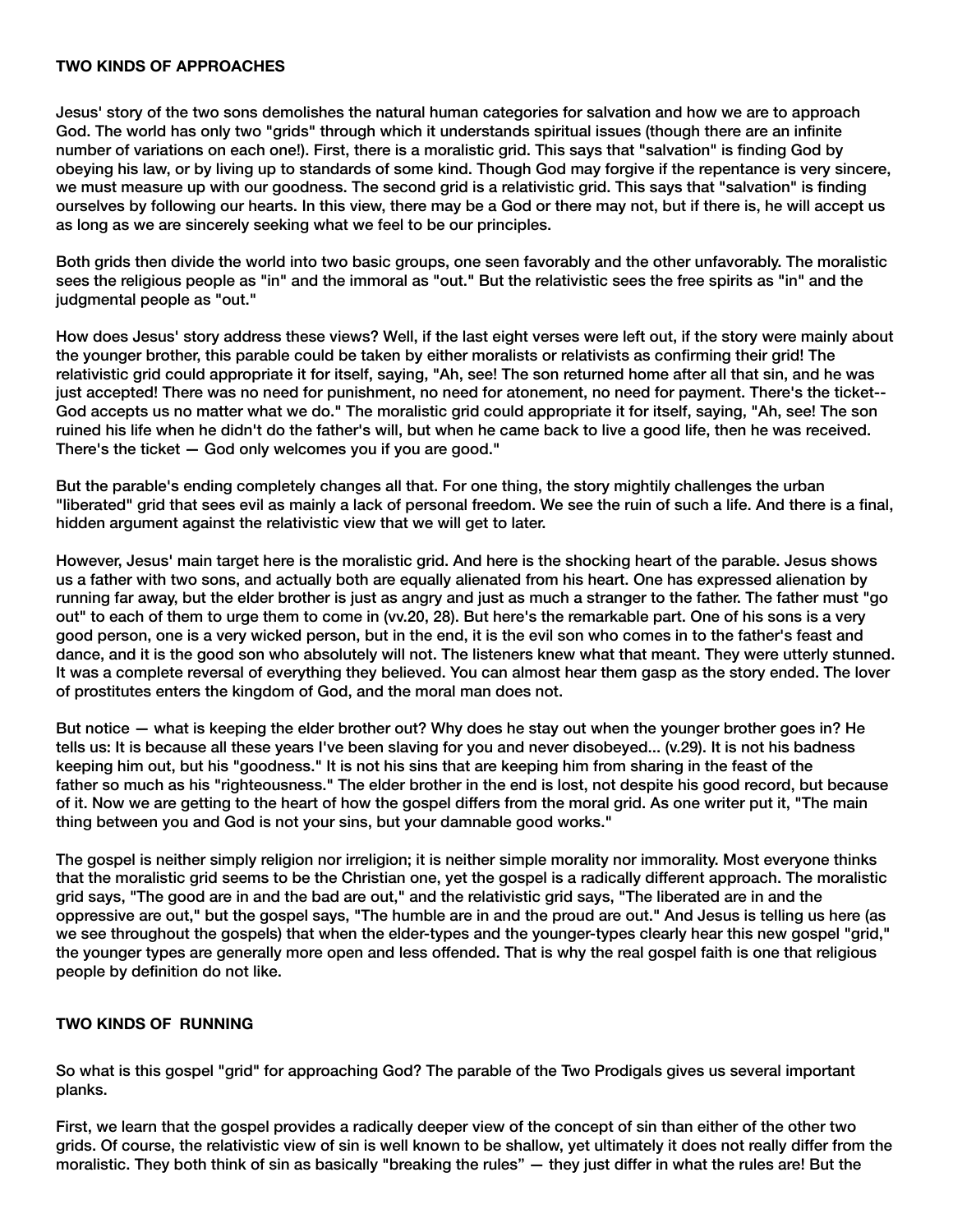**TWO KINDS OF APPROACHES**

Jesus' story of the two sons demolishes the natural human categories for salvation and how we are to approach God. The world has only two "grids" through which it understands spiritual issues (though there are an infinite number of variations on each one!). First, there is a moralistic grid. This says that "salvation" is finding God by obeying his law, or by living up to standards of some kind. Though God may forgive if the repentance is very sincere, we must measure up with our goodness. The second grid is a relativistic grid. This says that "salvation" is finding ourselves by following our hearts. In this view, there may be a God or there may not, but if there is, he will accept us as long as we are sincerely seeking what we feel to be our principles.

Both grids then divide the world into two basic groups, one seen favorably and the other unfavorably. The moralistic sees the religious people as "in" and the immoral as "out." But the relativistic sees the free spirits as "in" and the judgmental people as "out."

How does Jesus' story address these views? Well, if the last eight verses were left out, if the story were mainly about the younger brother, this parable could be taken by either moralists or relativists as confirming their grid! The relativistic grid could appropriate it for itself, saying, "Ah, see! The son returned home after all that sin, and he was just accepted! There was no need for punishment, no need for atonement, no need for payment. There's the ticket-- God accepts us no matter what we do." The moralistic grid could appropriate it for itself, saying, "Ah, see! The son ruined his life when he didn't do the father's will, but when he came back to live a good life, then he was received. There's the ticket — God only welcomes you if you are good."

But the parable's ending completely changes all that. For one thing, the story mightily challenges the urban "liberated" grid that sees evil as mainly a lack of personal freedom. We see the ruin of such a life. And there is a final, hidden argument against the relativistic view that we will get to later.

However, Jesus' main target here is the moralistic grid. And here is the shocking heart of the parable. Jesus shows us a father with two sons, and actually both are equally alienated from his heart. One has expressed alienation by running far away, but the elder brother is just as angry and just as much a stranger to the father. The father must "go out" to each of them to urge them to come in (vv.20, 28). But here's the remarkable part. One of his sons is a very good person, one is a very wicked person, but in the end, it is the evil son who comes in to the father's feast and dance, and it is the good son who absolutely will not. The listeners knew what that meant. They were utterly stunned. It was a complete reversal of everything they believed. You can almost hear them gasp as the story ended. The lover of prostitutes enters the kingdom of God, and the moral man does not.

But notice — what is keeping the elder brother out? Why does he stay out when the younger brother goes in? He tells us: It is because all these years I've been slaving for you and never disobeyed... (v.29). It is not his badness keeping him out, but his "goodness." It is not his sins that are keeping him from sharing in the feast of the father so much as his "righteousness." The elder brother in the end is lost, not despite his good record, but because of it. Now we are getting to the heart of how the gospel differs from the moral grid. As one writer put it, "The main thing between you and God is not your sins, but your damnable good works."

The gospel is neither simply religion nor irreligion; it is neither simple morality nor immorality. Most everyone thinks that the moralistic grid seems to be the Christian one, yet the gospel is a radically different approach. The moralistic grid says, "The good are in and the bad are out," and the relativistic grid says, "The liberated are in and the oppressive are out," but the gospel says, "The humble are in and the proud are out." And Jesus is telling us here (as we see throughout the gospels) that when the elder-types and the younger-types clearly hear this new gospel "grid," the younger types are generally more open and less offended. That is why the real gospel faith is one that religious people by definition do not like.

**TWO KINDS OF RUNNING**

So what is this gospel "grid" for approaching God? The parable of the Two Prodigals gives us several important planks.

First, we learn that the gospel provides a radically deeper view of the concept of sin than either of the other two grids. Of course, the relativistic view of sin is well known to be shallow, yet ultimately it does not really differ from the moralistic. They both think of sin as basically "breaking the rules" — they just differ in what the rules are! But the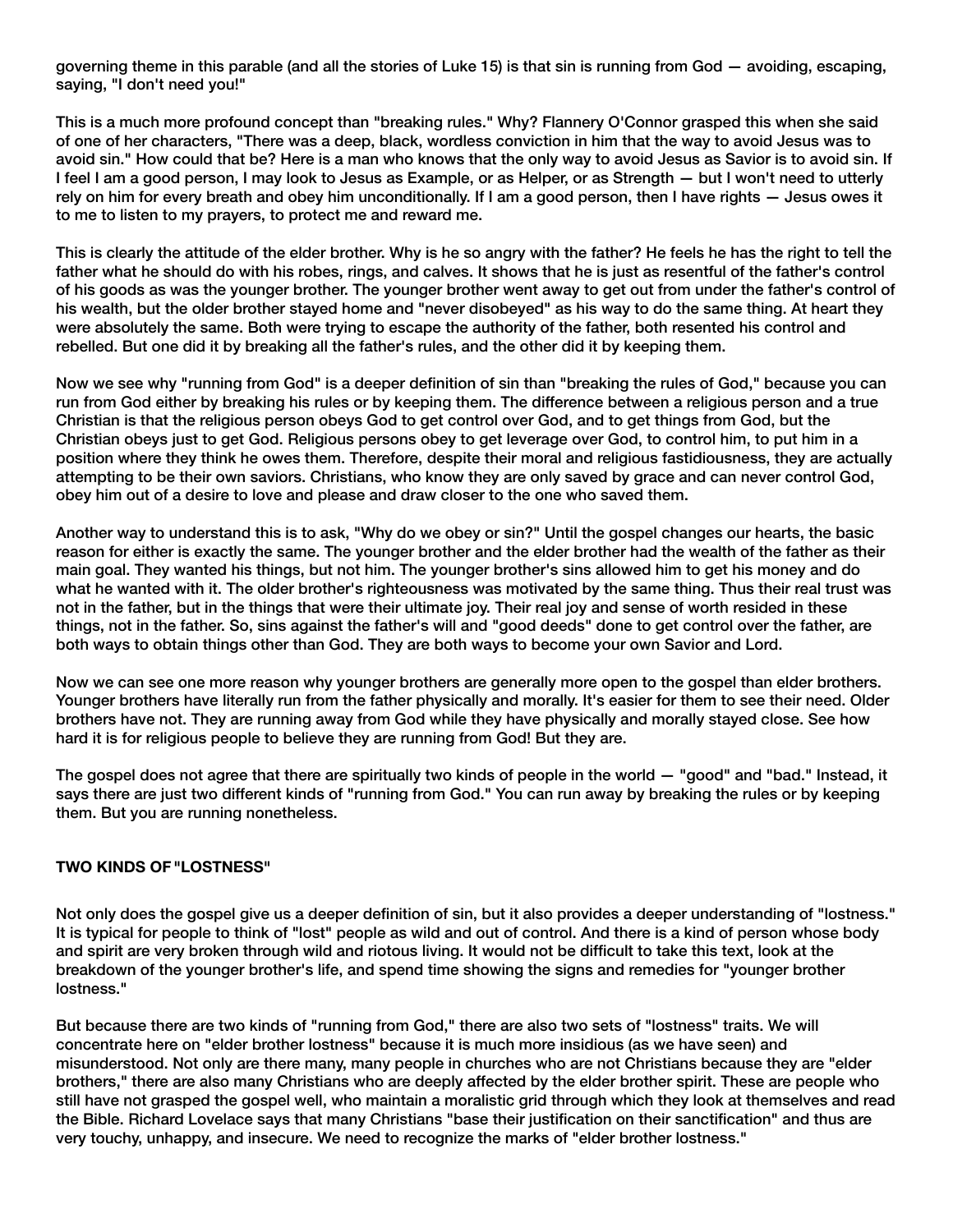governing theme in this parable (and all the stories of Luke 15) is that sin is running from God — avoiding, escaping, saying, "I don't need you!"

This is a much more profound concept than "breaking rules." Why? Flannery O'Connor grasped this when she said of one of her characters, "There was a deep, black, wordless conviction in him that the way to avoid Jesus was to avoid sin." How could that be? Here is a man who knows that the only way to avoid Jesus as Savior is to avoid sin. If I feel I am a good person, I may look to Jesus as Example, or as Helper, or as Strength — but I won't need to utterly rely on him for every breath and obey him unconditionally. If I am a good person, then I have rights — Jesus owes it to me to listen to my prayers, to protect me and reward me.

This is clearly the attitude of the elder brother. Why is he so angry with the father? He feels he has the right to tell the father what he should do with his robes, rings, and calves. It shows that he is just as resentful of the father's control of his goods as was the younger brother. The younger brother went away to get out from under the father's control of his wealth, but the older brother stayed home and "never disobeyed" as his way to do the same thing. At heart they were absolutely the same. Both were trying to escape the authority of the father, both resented his control and rebelled. But one did it by breaking all the father's rules, and the other did it by keeping them.

Now we see why "running from God" is a deeper definition of sin than "breaking the rules of God," because you can run from God either by breaking his rules or by keeping them. The difference between a religious person and a true Christian is that the religious person obeys God to get control over God, and to get things from God, but the Christian obeys just to get God. Religious persons obey to get leverage over God, to control him, to put him in a position where they think he owes them. Therefore, despite their moral and religious fastidiousness, they are actually attempting to be their own saviors. Christians, who know they are only saved by grace and can never control God, obey him out of a desire to love and please and draw closer to the one who saved them.

Another way to understand this is to ask, "Why do we obey or sin?" Until the gospel changes our hearts, the basic reason for either is exactly the same. The younger brother and the elder brother had the wealth of the father as their main goal. They wanted his things, but not him. The younger brother's sins allowed him to get his money and do what he wanted with it. The older brother's righteousness was motivated by the same thing. Thus their real trust was not in the father, but in the things that were their ultimate joy. Their real joy and sense of worth resided in these things, not in the father. So, sins against the father's will and "good deeds" done to get control over the father, are both ways to obtain things other than God. They are both ways to become your own Savior and Lord.

Now we can see one more reason why younger brothers are generally more open to the gospel than elder brothers. Younger brothers have literally run from the father physically and morally. It's easier for them to see their need. Older brothers have not. They are running away from God while they have physically and morally stayed close. See how hard it is for religious people to believe they are running from God! But they are.

The gospel does not agree that there are spiritually two kinds of people in the world — "good" and "bad." Instead, it says there are just two different kinds of "running from God." You can run away by breaking the rules or by keeping them. But you are running nonetheless.

## TWO KINDS OF "LOSTNESS"

Not only does the gospel give us a deeper definition of sin, but it also provides a deeper understanding of "lostness." It is typical for people to think of "lost" people as wild and out of control. And there is a kind of person whose body and spirit are very broken through wild and riotous living. It would not be difficult to take this text, look at the breakdown of the younger brother's life, and spend time showing the signs and remedies for "younger brother lostness."

But because there are two kinds of "running from God," there are also two sets of "lostness" traits. We will concentrate here on "elder brother lostness" because it is much more insidious (as we have seen) and misunderstood. Not only are there many, many people in churches who are not Christians because they are "elder brothers," there are also many Christians who are deeply affected by the elder brother spirit. These are people who still have not grasped the gospel well, who maintain a moralistic grid through which they look at themselves and read the Bible. Richard Lovelace says that many Christians "base their justification on their sanctification" and thus are very touchy, unhappy, and insecure. We need to recognize the marks of "elder brother lostness."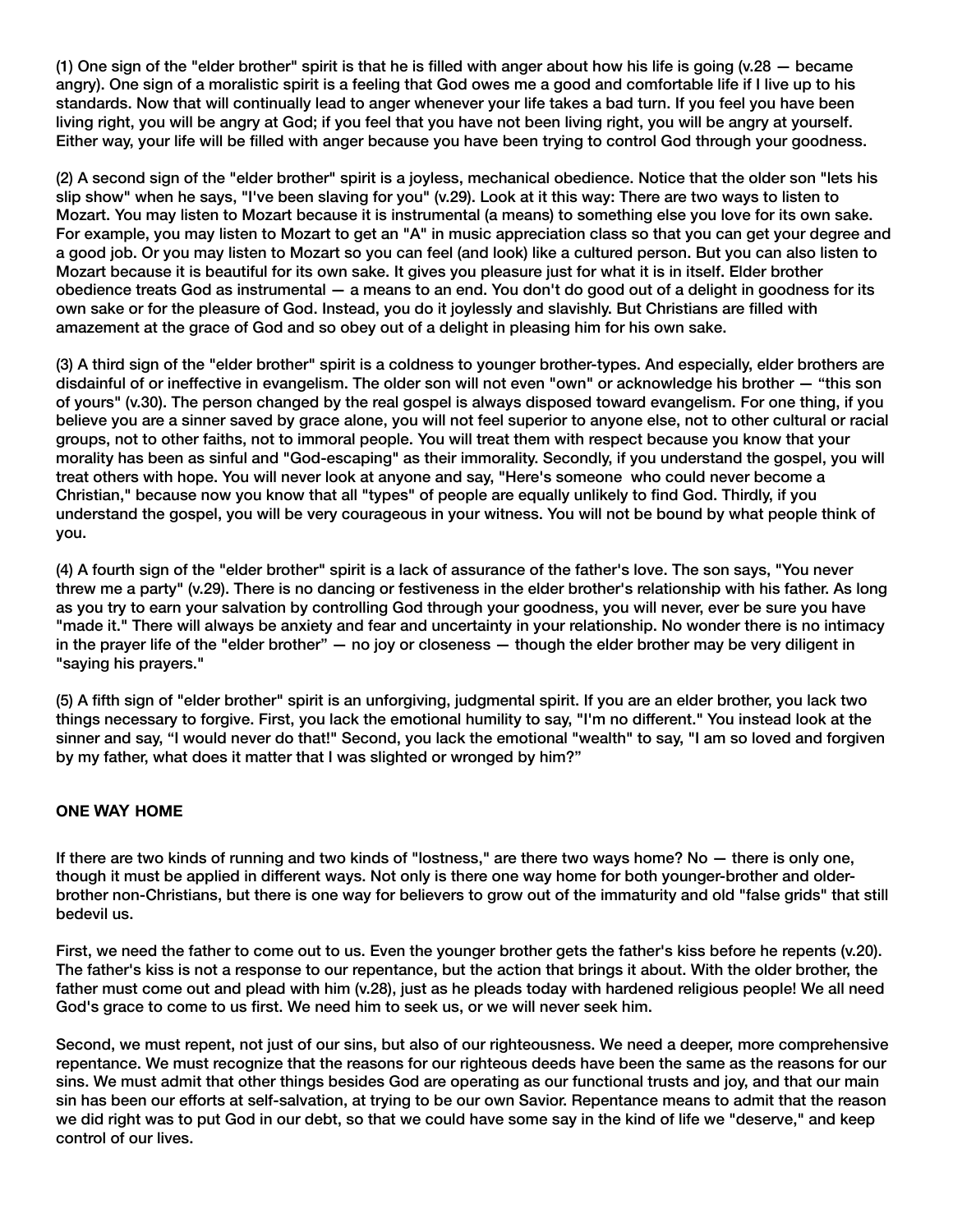(1) One sign of the "elder brother" spirit is that he is filled with anger about how his life is going (v.28 — became angry). One sign of a moralistic spirit is a feeling that God owes me a good and comfortable life if I live up to his standards. Now that will continually lead to anger whenever your life takes a bad turn. If you feel you have been living right, you will be angry at God; if you feel that you have not been living right, you will be angry at yourself. Either way, your life will be filled with anger because you have been trying to control God through your goodness.

(2) A second sign of the "elder brother" spirit is a joyless, mechanical obedience. Notice that the older son "lets his slip show" when he says, "I've been slaving for you" (v.29). Look at it this way: There are two ways to listen to Mozart. You may listen to Mozart because it is instrumental (a means) to something else you love for its own sake. For example, you may listen to Mozart to get an "A" in music appreciation class so that you can get your degree and a good job. Or you may listen to Mozart so you can feel (and look) like a cultured person. But you can also listen to Mozart because it is beautiful for its own sake. It gives you pleasure just for what it is in itself. Elder brother obedience treats God as instrumental — a means to an end. You don't do good out of a delight in goodness for its own sake or for the pleasure of God. Instead, you do it joylessly and slavishly. But Christians are filled with amazement at the grace of God and so obey out of a delight in pleasing him for his own sake.

(3) A third sign of the "elder brother" spirit is a coldness to younger brother-types. And especially, elder brothers are disdainful of or ineffective in evangelism. The older son will not even "own" or acknowledge his brother — "this son of yours" (v.30). The person changed by the real gospel is always disposed toward evangelism. For one thing, if you believe you are a sinner saved by grace alone, you will not feel superior to anyone else, not to other cultural or racial groups, not to other faiths, not to immoral people. You will treat them with respect because you know that your morality has been as sinful and "God-escaping" as their immorality. Secondly, if you understand the gospel, you will treat others with hope. You will never look at anyone and say, "Here's someone who could never become a Christian," because now you know that all "types" of people are equally unlikely to find God. Thirdly, if you understand the gospel, you will be very courageous in your witness. You will not be bound by what people think of you.

(4) A fourth sign of the "elder brother" spirit is a lack of assurance of the father's love. The son says, "You never threw me a party" (v.29). There is no dancing or festiveness in the elder brother's relationship with his father. As long as you try to earn your salvation by controlling God through your goodness, you will never, ever be sure you have "made it." There will always be anxiety and fear and uncertainty in your relationship. No wonder there is no intimacy in the prayer life of the "elder brother" — no joy or closeness — though the elder brother may be very diligent in "saying his prayers."

(5) A fifth sign of "elder brother" spirit is an unforgiving, judgmental spirit. If you are an elder brother, you lack two things necessary to forgive. First, you lack the emotional humility to say, "I'm no different." You instead look at the sinner and say, "I would never do that!" Second, you lack the emotional "wealth" to say, "I am so loved and forgiven by my father, what does it matter that I was slighted or wronged by him?"

## ONE WAY HOME

If there are two kinds of running and two kinds of "lostness," are there two ways home? No — there is only one, though it must be applied in different ways. Not only is there one way home for both younger-brother and older-brother non-Christians, but there is one way for believers to grow out of the immaturity and old "false grids" that still bedevil us.

First, we need the father to come out to us. Even the younger brother gets the father's kiss before he repents (v.20). The father's kiss is not a response to our repentance, but the action that brings it about. With the older brother, the father must come out and plead with him (v.28), just as he pleads today with hardened religious people! We all need God's grace to come to us first. We need him to seek us, or we will never seek him.

Second, we must repent, not just of our sins, but also of our righteousness. We need a deeper, more comprehensive repentance. We must recognize that the reasons for our righteous deeds have been the same as the reasons for our sins. We must admit that other things besides God are operating as our functional trusts and joy, and that our main sin has been our efforts at self-salvation, at trying to be our own Savior. Repentance means to admit that the reason we did right was to put God in our debt, so that we could have some say in the kind of life we "deserve," and keep control of our lives.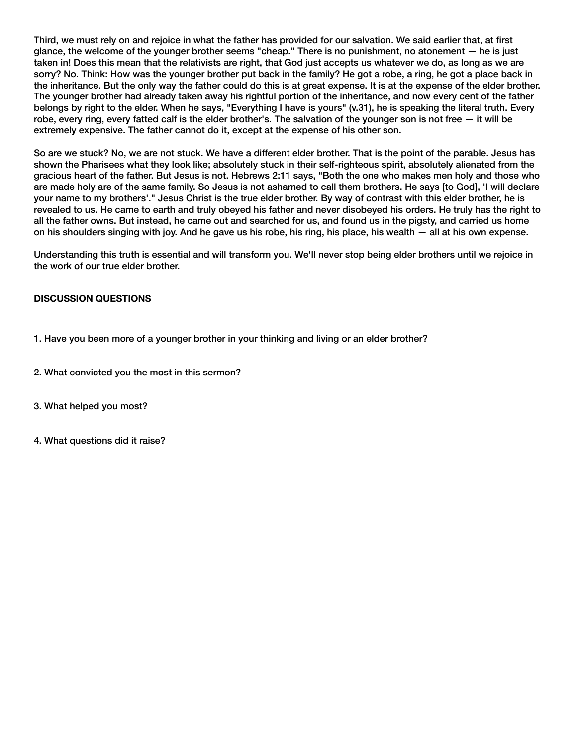Third, we must rely on and rejoice in what the father has provided for our salvation. We said earlier that, at first glance, the welcome of the younger brother seems "cheap." There is no punishment, no atonement — he is just taken in! Does this mean that the relativists are right, that God just accepts us whatever we do, as long as we are sorry? No. Think: How was the younger brother put back in the family? He got a robe, a ring, he got a place back in the inheritance. But the only way the father could do this is at great expense. It is at the expense of the elder brother. The younger brother had already taken away his rightful portion of the inheritance, and now every cent of the father belongs by right to the elder. When he says, "Everything I have is yours" (v.31), he is speaking the literal truth. Every robe, every ring, every fatted calf is the elder brother's. The salvation of the younger son is not free — it will be extremely expensive. The father cannot do it, except at the expense of his other son.

So are we stuck? No, we are not stuck. We have a different elder brother. That is the point of the parable. Jesus has shown the Pharisees what they look like; absolutely stuck in their self-righteous spirit, absolutely alienated from the gracious heart of the father. But Jesus is not. Hebrews 2:11 says, "Both the one who makes men holy and those who are made holy are of the same family. So Jesus is not ashamed to call them brothers. He says [to God], 'I will declare your name to my brothers'." Jesus Christ is the true elder brother. By way of contrast with this elder brother, he is revealed to us. He came to earth and truly obeyed his father and never disobeyed his orders. He truly has the right to all the father owns. But instead, he came out and searched for us, and found us in the pigsty, and carried us home on his shoulders singing with joy. And he gave us his robe, his ring, his place, his wealth — all at his own expense.

Understanding this truth is essential and will transform you. We'll never stop being elder brothers until we rejoice in the work of our true elder brother.

**DISCUSSION QUESTIONS**

1. Have you been more of a younger brother in your thinking and living or an elder brother?

2. What convicted you the most in this sermon?

3. What helped you most?

4. What questions did it raise?